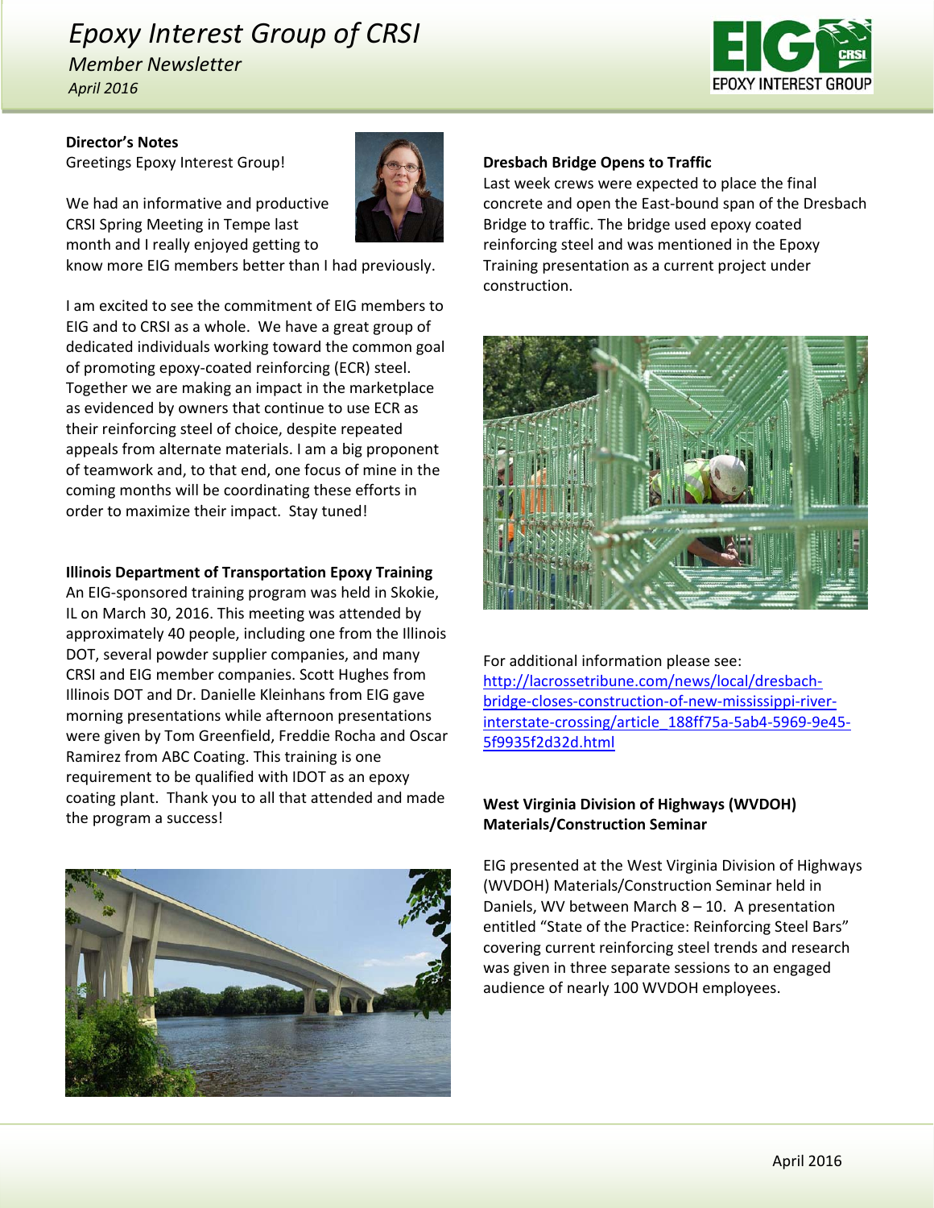# Epoxy Interest Group of CRSI

*Member Newsletter*

*April 2016*

**Director's Notes**

Greetings Epoxy Interest Group!

We had an informative and productive CRSI Spring Meeting in Tempe last month and I really enjoyed getting to know more EIG members better than I had previously.

I am excited to see the commitment of EIG members to EIG and to CRSI as a whole. We have a great group of dedicated individuals working toward the common goal of promoting epoxy-coated reinforcing (ECR) steel. Together we are making an impact in the marketplace as evidenced by owners that continue to use ECR as their reinforcing steel of choice, despite repeated appeals from alternate materials. I am a big proponent of teamwork and, to that end, one focus of mine in the coming months will be coordinating these efforts in order to maximize their impact. Stay tuned!

**Illinois Department of Transportation Epoxy Training**

An EIG-sponsored training program was held in Skokie, IL on March 30, 2016. This meeting was attended by approximately 40 people, including one from the Illinois DOT, several powder supplier companies, and many CRSI and EIG member companies. Scott Hughes from Illinois DOT and Dr. Danielle Kleinhans from EIG gave morning presentations while afternoon presentations were given by Tom Greenfield, Freddie Rocha and Oscar Ramirez from ABC Coating. This training is one requirement to be qualified with IDOT as an epoxy coating plant. Thank you to all that attended and made the program a success!

**Dresbach Bridge Opens to Traffic**

Last week crews were expected to place the final concrete and open the East-bound span of the Dresbach Bridge to traffic. The bridge used epoxy coated reinforcing steel and was mentioned in the Epoxy Training presentation as a current project under construction.

For additional information please see: http://lacrossetribune.com/news/local/dresbach-bridge-closes-construction-of-new-mississippi-river-interstate-crossing/article_188ff75a-5ab4-5969-9e45-5f9935f2d32d.html

**West Virginia Division of Highways (WVDOH) Materials/Construction Seminar**

EIG presented at the West Virginia Division of Highways (WVDOH) Materials/Construction Seminar held in Daniels, WV between March 8 – 10. A presentation entitled "State of the Practice: Reinforcing Steel Bars" covering current reinforcing steel trends and research was given in three separate sessions to an engaged audience of nearly 100 WVDOH employees.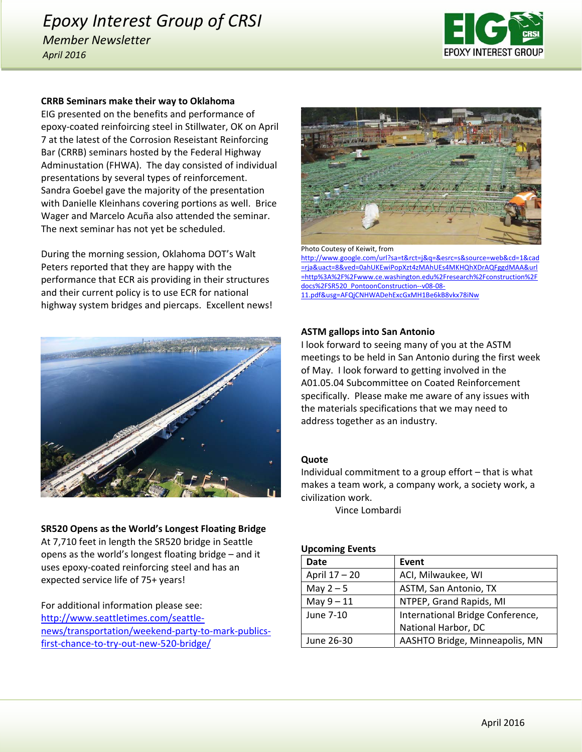# *Epoxy Interest Group of CRSI*

*Member Newsletter*

*April 2016*

**CRRB Seminars make their way to Oklahoma**

EIG presented on the benefits and performance of epoxy-coated reinfoircing steel in Stillwater, OK on April 7 at the latest of the Corrosion Reseitsant Reinforcing Bar (CRRB) seminars hosted by the Federal Highway Adminustation (FHWA). The day consisted of individual presentations by several types of reinforcement. Sandra Goebel gave the majority of the presentation with Danielle Kleinhans covering portions as well. Brice Wager and Marcelo Acuña also attended the seminar. The next seminar has not yet be scheduled.

During the morning session, Oklahoma DOT's Walt Peters reported that they are happy with the performance that ECR ais providing in their structures and their current policy is to use ECR for national highway system bridges and piercaps. Excellent news!

Photo Coutesy of Keiwit, from http://www.google.com/url?sa=t&rct=j&q=&esrc=s&source=web&cd=1&cad=rja&uact=8&ved=0ahUKEwiPopXzt4zMAhUEs4MKHQhXDrAQFggdMAA&url=http%3A%2F%2Fwww.ce.washington.edu%2Fresearch%2Fconstruction%2Fdocs%2FSR520_PontoonConstruction--v08-08-11.pdf&usg=AFQjCNHWADehExcGxMH1Be6kB8vkx78iNw

**SR520 Opens as the World's Longest Floating Bridge**

At 7,710 feet in length the SR520 bridge in Seattle opens as the world's longest floating bridge – and it uses epoxy-coated reinforcing steel and has an expected service life of 75+ years!

For additional information please see: http://www.seattletimes.com/seattle-news/transportation/weekend-party-to-mark-publics-first-chance-to-try-out-new-520-bridge/

**ASTM gallops into San Antonio**

I look forward to seeing many of you at the ASTM meetings to be held in San Antonio during the first week of May. I look forward to getting involved in the A01.05.04 Subcommittee on Coated Reinforcement specifically. Please make me aware of any issues with the materials specifications that we may need to address together as an industry.

**Quote**

Individual commitment to a group effort – that is what makes a team work, a company work, a society work, a civilization work.

Vince Lombardi

**Upcoming Events**

| Date | Event |
|---|---|
| April 17 – 20 | ACI, Milwaukee, WI |
| May 2 – 5 | ASTM, San Antonio, TX |
| May 9 – 11 | NTPEP, Grand Rapids, MI |
| June 7-10 | International Bridge Conference, National Harbor, DC |
| June 26-30 | AASHTO Bridge, Minneapolis, MN |